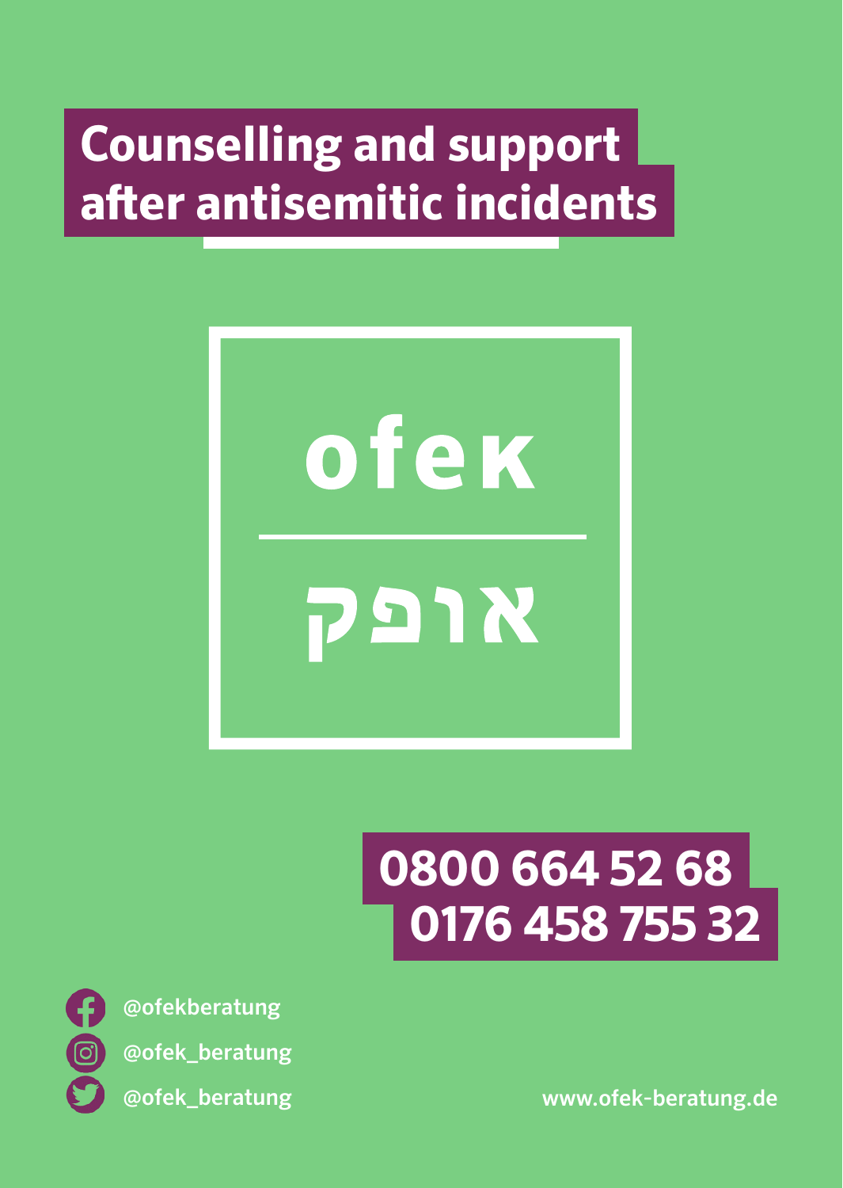# Counselling and support after antisemitic incidents

ofek

אופק

**0800 664 52 68**
**0176 458 755 32**

@ofekberatung

@ofek_beratung

@ofek_beratung

www.ofek-beratung.de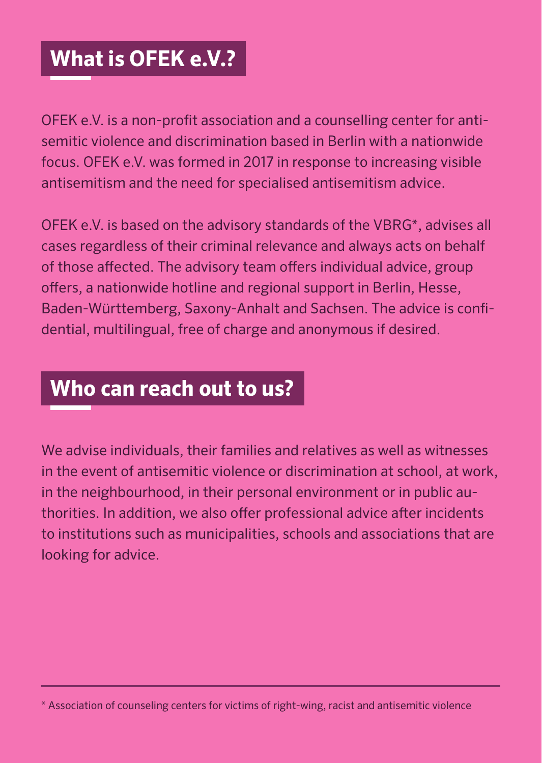## What is OFEK e.V.?

OFEK e.V. is a non-profit association and a counselling center for antisemitic violence and discrimination based in Berlin with a nationwide focus. OFEK e.V. was formed in 2017 in response to increasing visible antisemitism and the need for specialised antisemitism advice.

OFEK e.V. is based on the advisory standards of the VBRG*, advises all cases regardless of their criminal relevance and always acts on behalf of those affected. The advisory team offers individual advice, group offers, a nationwide hotline and regional support in Berlin, Hesse, Baden-Württemberg, Saxony-Anhalt and Sachsen. The advice is confidential, multilingual, free of charge and anonymous if desired.

## Who can reach out to us?

We advise individuals, their families and relatives as well as witnesses in the event of antisemitic violence or discrimination at school, at work, in the neighbourhood, in their personal environment or in public authorities. In addition, we also offer professional advice after incidents to institutions such as municipalities, schools and associations that are looking for advice.

---

* Association of counseling centers for victims of right-wing, racist and antisemitic violence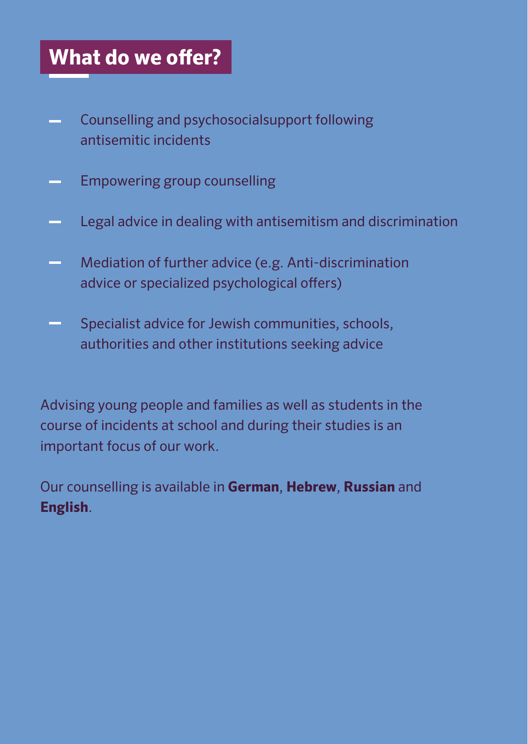## What do we offer?

- Counselling and psychosocialsupport following antisemitic incidents
- Empowering group counselling
- Legal advice in dealing with antisemitism and discrimination
- Mediation of further advice (e.g. Anti-discrimination advice or specialized psychological offers)
- Specialist advice for Jewish communities, schools, authorities and other institutions seeking advice

Advising young people and families as well as students in the course of incidents at school and during their studies is an important focus of our work.

Our counselling is available in **German**, **Hebrew**, **Russian** and **English**.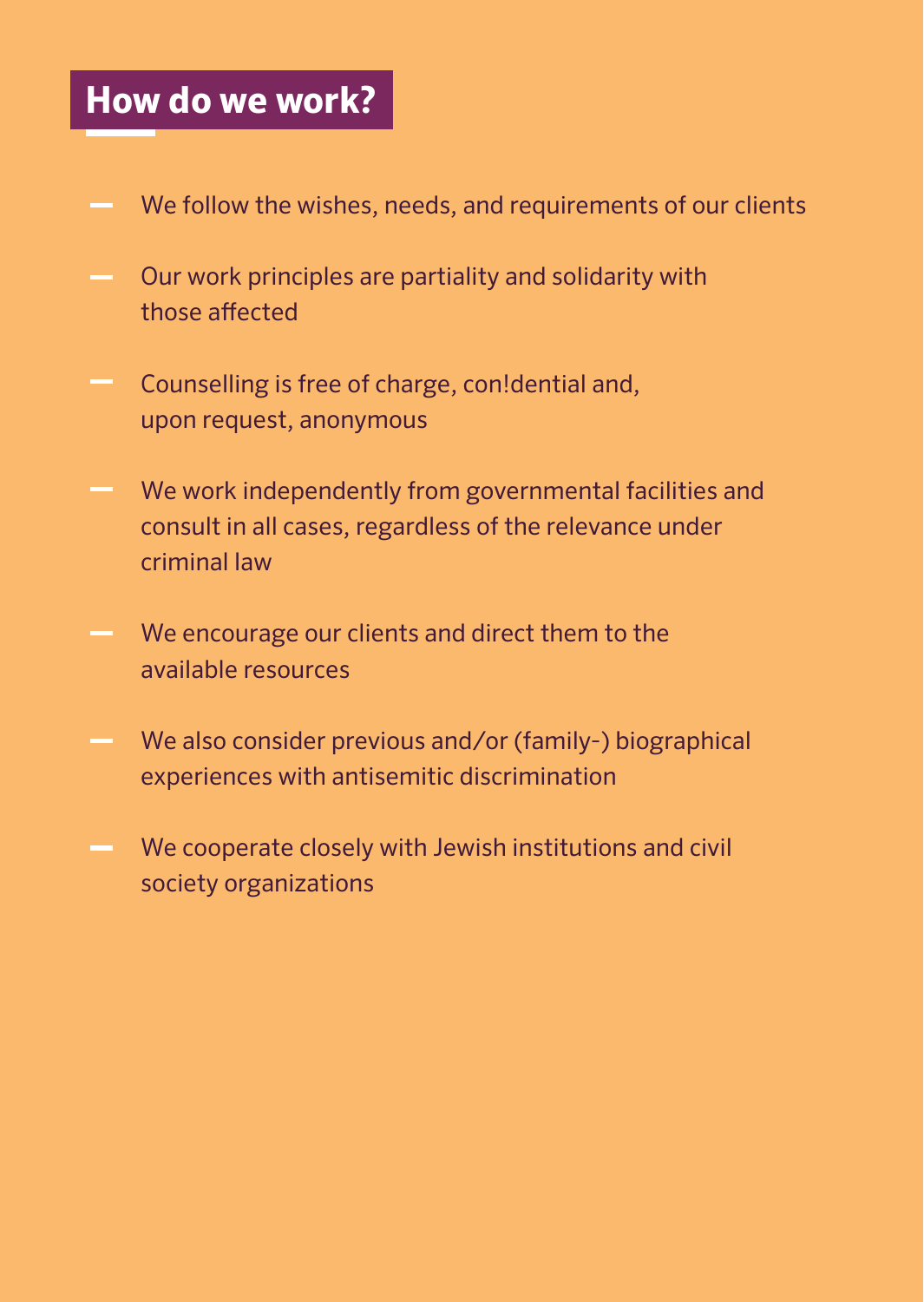## How do we work?

- We follow the wishes, needs, and requirements of our clients
- Our work principles are partiality and solidarity with those affected
- Counselling is free of charge, con!dential and, upon request, anonymous
- We work independently from governmental facilities and consult in all cases, regardless of the relevance under criminal law
- We encourage our clients and direct them to the available resources
- We also consider previous and/or (family-) biographical experiences with antisemitic discrimination
- We cooperate closely with Jewish institutions and civil society organizations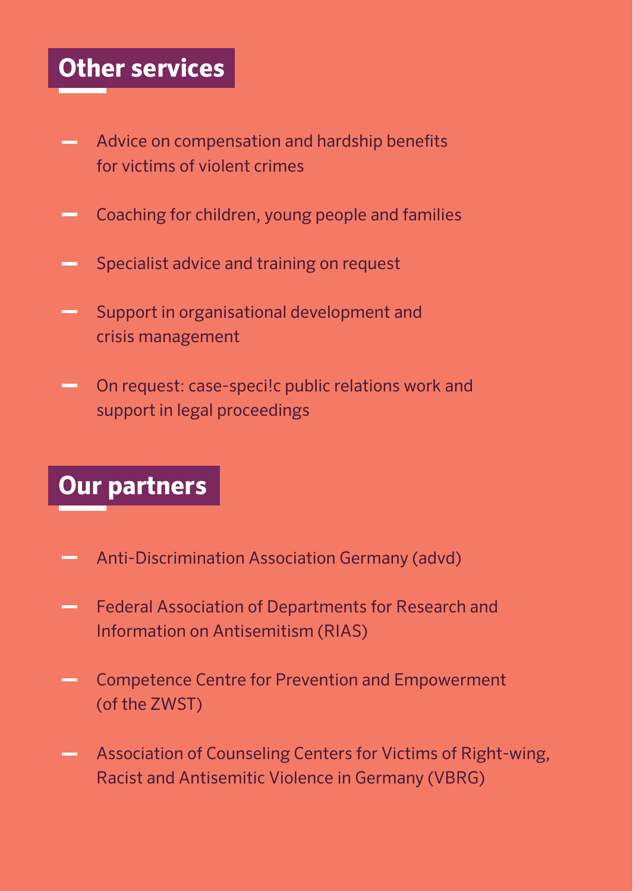## Other services

- Advice on compensation and hardship benefits for victims of violent crimes
- Coaching for children, young people and families
- Specialist advice and training on request
- Support in organisational development and crisis management
- On request: case-speci!c public relations work and support in legal proceedings

## Our partners

- Anti-Discrimination Association Germany (advd)
- Federal Association of Departments for Research and Information on Antisemitism (RIAS)
- Competence Centre for Prevention and Empowerment (of the ZWST)
- Association of Counseling Centers for Victims of Right-wing, Racist and Antisemitic Violence in Germany (VBRG)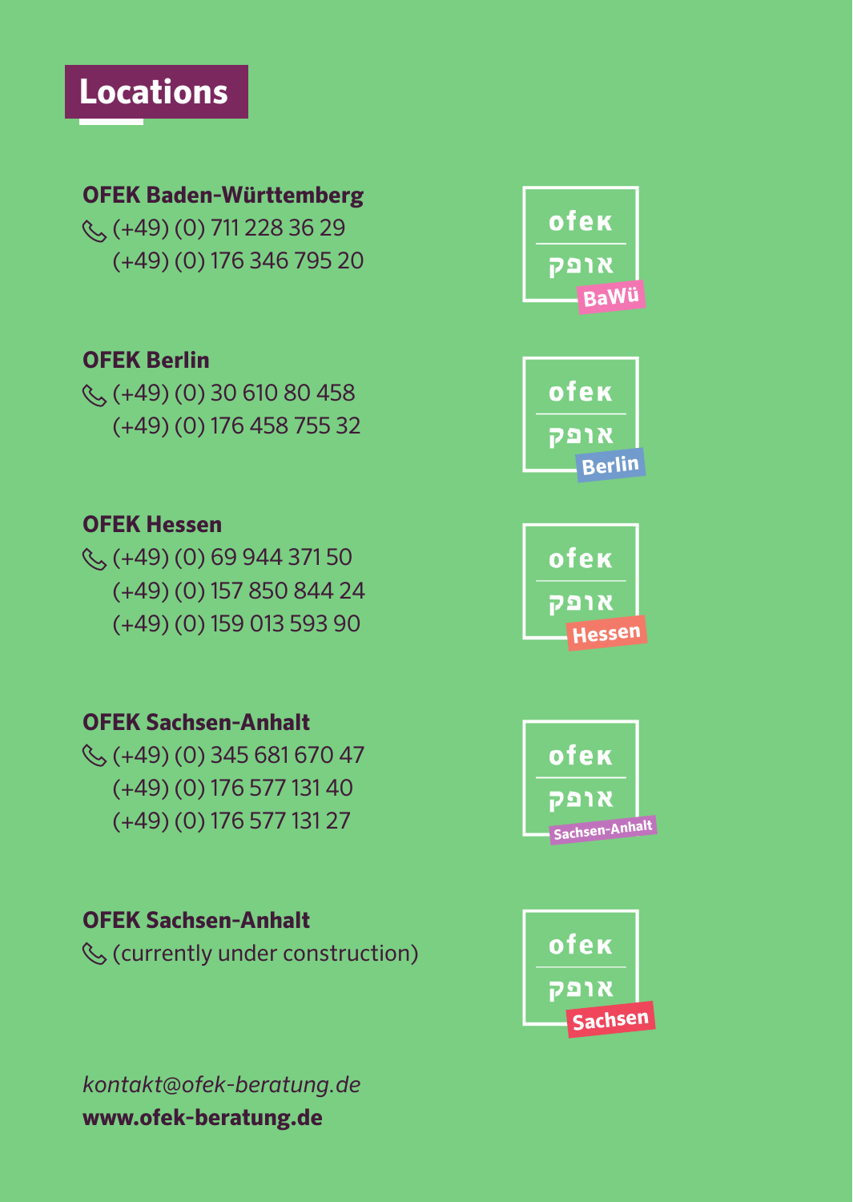# Locations

**OFEK Baden-Württemberg**
(+49) (0) 711 228 36 29
(+49) (0) 176 346 795 20

**OFEK Berlin**
(+49) (0) 30 610 80 458
(+49) (0) 176 458 755 32

**OFEK Hessen**
(+49) (0) 69 944 371 50
(+49) (0) 157 850 844 24
(+49) (0) 159 013 593 90

**OFEK Sachsen-Anhalt**
(+49) (0) 345 681 670 47
(+49) (0) 176 577 131 40
(+49) (0) 176 577 131 27

**OFEK Sachsen-Anhalt**
(currently under construction)

*kontakt@ofek-beratung.de*
**www.ofek-beratung.de**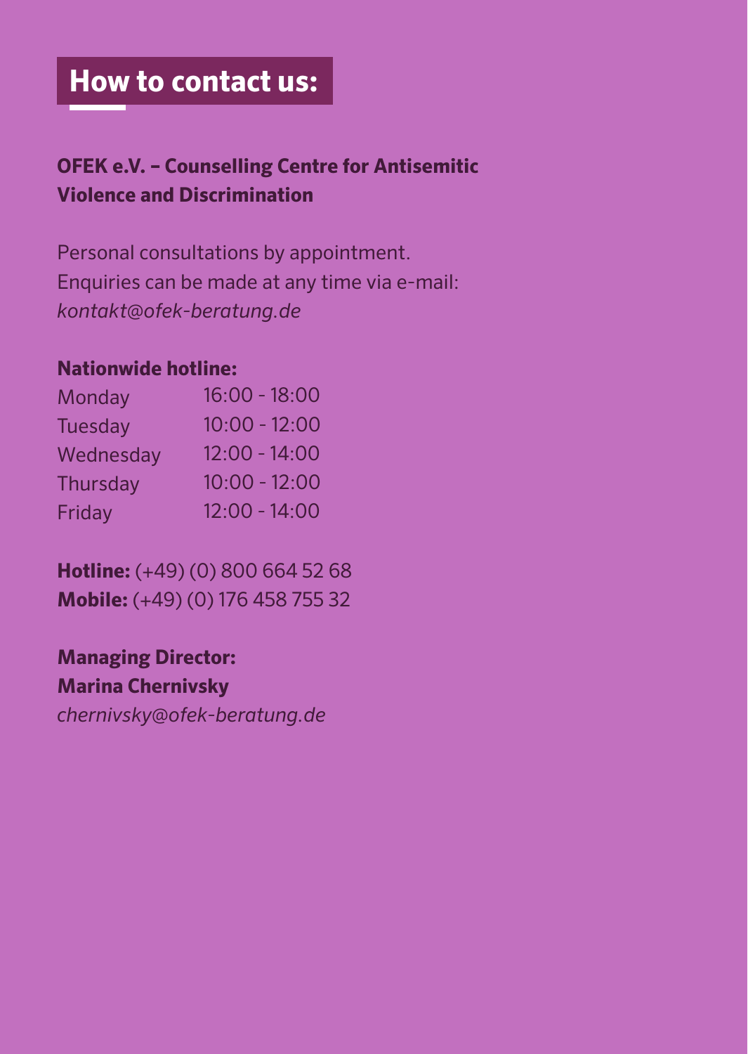# How to contact us:

**OFEK e.V. – Counselling Centre for Antisemitic Violence and Discrimination**

Personal consultations by appointment.
Enquiries can be made at any time via e-mail:
*kontakt@ofek-beratung.de*

**Nationwide hotline:**

| | |
|---|---|
| Monday | 16:00 - 18:00 |
| Tuesday | 10:00 - 12:00 |
| Wednesday | 12:00 - 14:00 |
| Thursday | 10:00 - 12:00 |
| Friday | 12:00 - 14:00 |

**Hotline:** (+49) (0) 800 664 52 68
**Mobile:** (+49) (0) 176 458 755 32

**Managing Director:**
**Marina Chernivsky**
*chernivsky@ofek-beratung.de*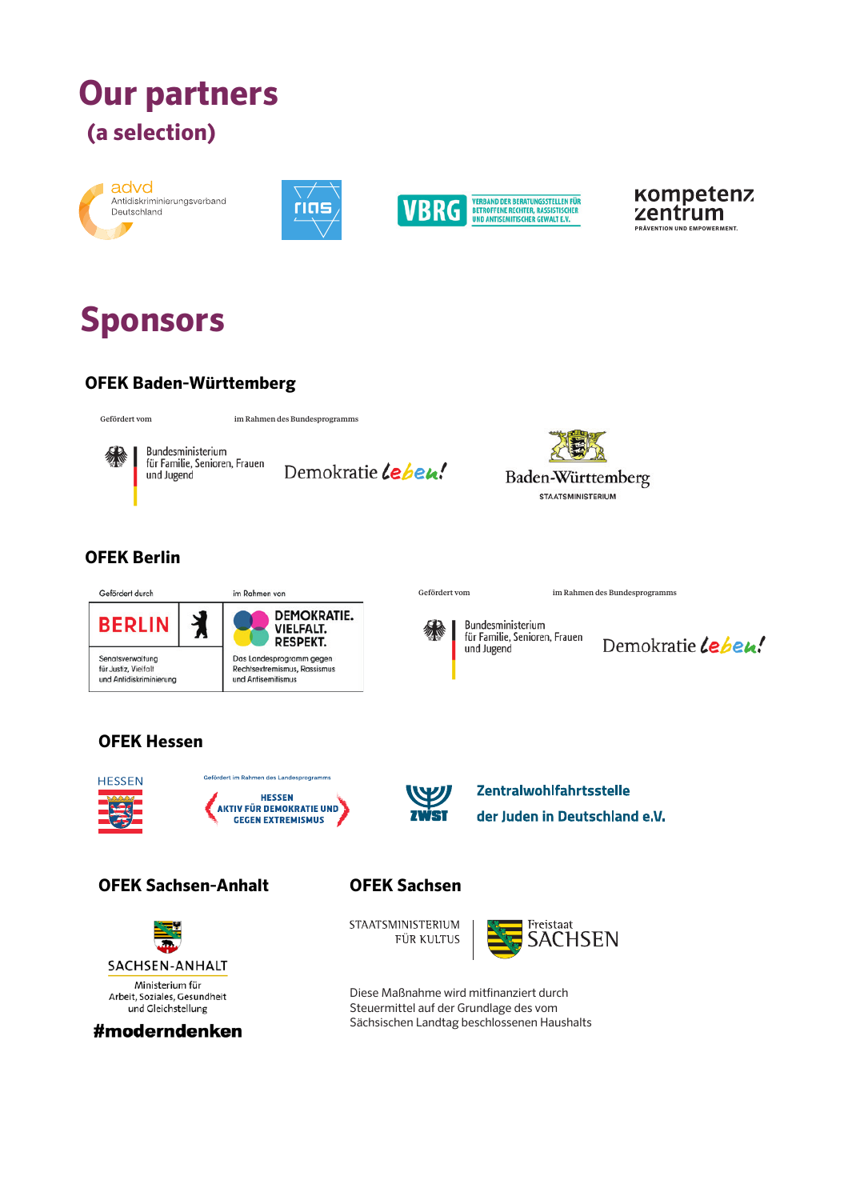# Our partners

## (a selection)

advd
Antidiskriminierungsverband Deutschland

rias

VBRG
VERBAND DER BERATUNGSSTELLEN FÜR BETROFFENE RECHTER, RASSISTISCHER UND ANTISEMITISCHER GEWALT E.V.

kompetenz zentrum
PRÄVENTION UND EMPOWERMENT.

# Sponsors

### OFEK Baden-Württemberg

Gefördert vom

Bundesministerium für Familie, Senioren, Frauen und Jugend

im Rahmen des Bundesprogramms

Demokratie leben!

Baden-Württemberg
STAATSMINISTERIUM

### OFEK Berlin

Gefördert durch

BERLIN
Senatsverwaltung für Justiz, Vielfalt und Antidiskriminierung

im Rahmen von

DEMOKRATIE. VIELFALT. RESPEKT.
Das Landesprogramm gegen Rechtsextremismus, Rassismus und Antisemitismus

Gefördert vom

Bundesministerium für Familie, Senioren, Frauen und Jugend

im Rahmen des Bundesprogramms

Demokratie leben!

### OFEK Hessen

HESSEN

Gefördert im Rahmen des Landesprogramms

HESSEN AKTIV FÜR DEMOKRATIE UND GEGEN EXTREMISMUS

ZWST
Zentralwohlfahrtsstelle der Juden in Deutschland e.V.

### OFEK Sachsen-Anhalt

SACHSEN-ANHALT
Ministerium für Arbeit, Soziales, Gesundheit und Gleichstellung

#moderndenken

### OFEK Sachsen

STAATSMINISTERIUM FÜR KULTUS

Freistaat SACHSEN

Diese Maßnahme wird mitfinanziert durch Steuermittel auf der Grundlage des vom Sächsischen Landtag beschlossenen Haushalts